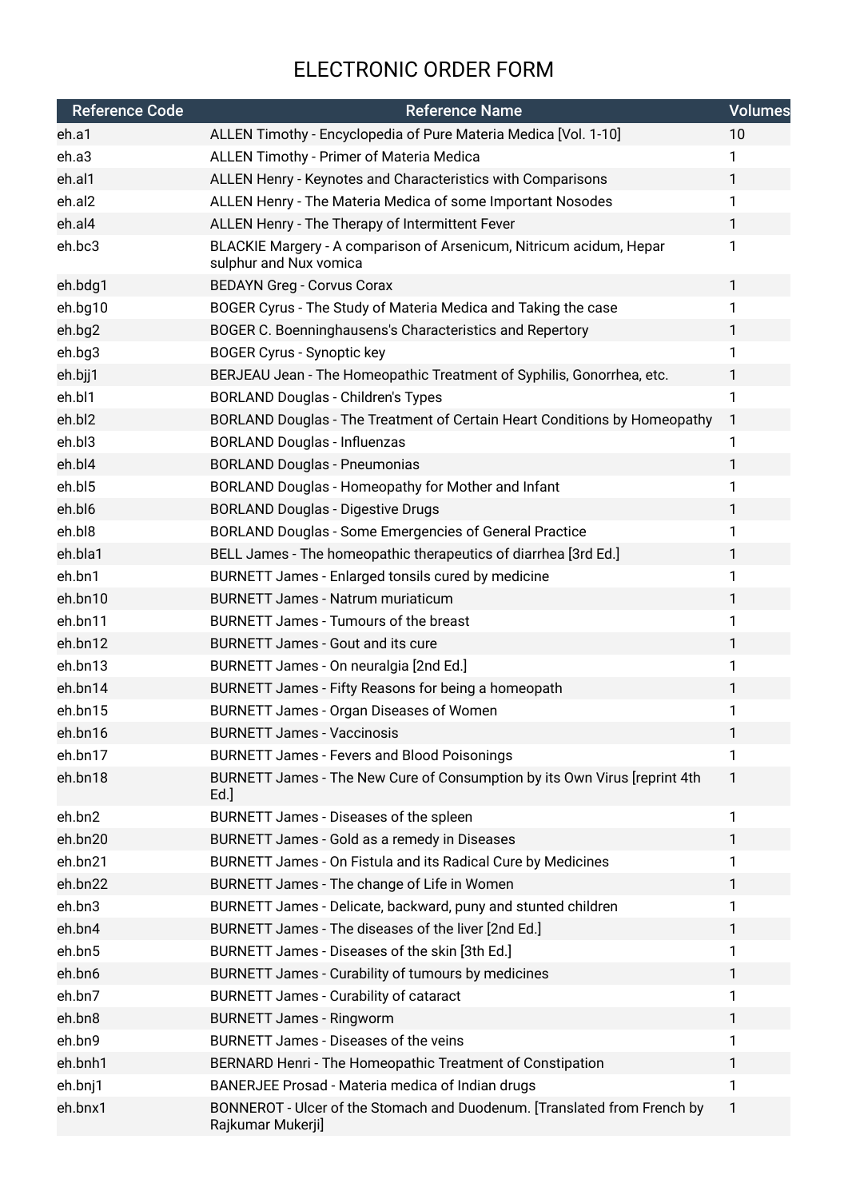# ELECTRONIC ORDER FORM

| Reference Code | Reference Name | Volumes |
|---|---|---|
| eh.a1 | ALLEN Timothy - Encyclopedia of Pure Materia Medica [Vol. 1-10] | 10 |
| eh.a3 | ALLEN Timothy - Primer of Materia Medica | 1 |
| eh.al1 | ALLEN Henry - Keynotes and Characteristics with Comparisons | 1 |
| eh.al2 | ALLEN Henry - The Materia Medica of some Important Nosodes | 1 |
| eh.al4 | ALLEN Henry - The Therapy of Intermittent Fever | 1 |
| eh.bc3 | BLACKIE Margery - A comparison of Arsenicum, Nitricum acidum, Hepar sulphur and Nux vomica | 1 |
| eh.bdg1 | BEDAYN Greg - Corvus Corax | 1 |
| eh.bg10 | BOGER Cyrus - The Study of Materia Medica and Taking the case | 1 |
| eh.bg2 | BOGER C. Boenninghausens's Characteristics and Repertory | 1 |
| eh.bg3 | BOGER Cyrus - Synoptic key | 1 |
| eh.bjj1 | BERJEAU Jean - The Homeopathic Treatment of Syphilis, Gonorrhea, etc. | 1 |
| eh.bl1 | BORLAND Douglas - Children's Types | 1 |
| eh.bl2 | BORLAND Douglas - The Treatment of Certain Heart Conditions by Homeopathy | 1 |
| eh.bl3 | BORLAND Douglas - Influenzas | 1 |
| eh.bl4 | BORLAND Douglas - Pneumonias | 1 |
| eh.bl5 | BORLAND Douglas - Homeopathy for Mother and Infant | 1 |
| eh.bl6 | BORLAND Douglas - Digestive Drugs | 1 |
| eh.bl8 | BORLAND Douglas - Some Emergencies of General Practice | 1 |
| eh.bla1 | BELL James - The homeopathic therapeutics of diarrhea [3rd Ed.] | 1 |
| eh.bn1 | BURNETT James - Enlarged tonsils cured by medicine | 1 |
| eh.bn10 | BURNETT James - Natrum muriaticum | 1 |
| eh.bn11 | BURNETT James - Tumours of the breast | 1 |
| eh.bn12 | BURNETT James - Gout and its cure | 1 |
| eh.bn13 | BURNETT James - On neuralgia [2nd Ed.] | 1 |
| eh.bn14 | BURNETT James - Fifty Reasons for being a homeopath | 1 |
| eh.bn15 | BURNETT James - Organ Diseases of Women | 1 |
| eh.bn16 | BURNETT James - Vaccinosis | 1 |
| eh.bn17 | BURNETT James - Fevers and Blood Poisonings | 1 |
| eh.bn18 | BURNETT James - The New Cure of Consumption by its Own Virus [reprint 4th Ed.] | 1 |
| eh.bn2 | BURNETT James - Diseases of the spleen | 1 |
| eh.bn20 | BURNETT James - Gold as a remedy in Diseases | 1 |
| eh.bn21 | BURNETT James - On Fistula and its Radical Cure by Medicines | 1 |
| eh.bn22 | BURNETT James - The change of Life in Women | 1 |
| eh.bn3 | BURNETT James - Delicate, backward, puny and stunted children | 1 |
| eh.bn4 | BURNETT James - The diseases of the liver [2nd Ed.] | 1 |
| eh.bn5 | BURNETT James - Diseases of the skin [3th Ed.] | 1 |
| eh.bn6 | BURNETT James - Curability of tumours by medicines | 1 |
| eh.bn7 | BURNETT James - Curability of cataract | 1 |
| eh.bn8 | BURNETT James - Ringworm | 1 |
| eh.bn9 | BURNETT James - Diseases of the veins | 1 |
| eh.bnh1 | BERNARD Henri - The Homeopathic Treatment of Constipation | 1 |
| eh.bnj1 | BANERJEE Prosad - Materia medica of Indian drugs | 1 |
| eh.bnx1 | BONNEROT - Ulcer of the Stomach and Duodenum. [Translated from French by Rajkumar Mukerji] | 1 |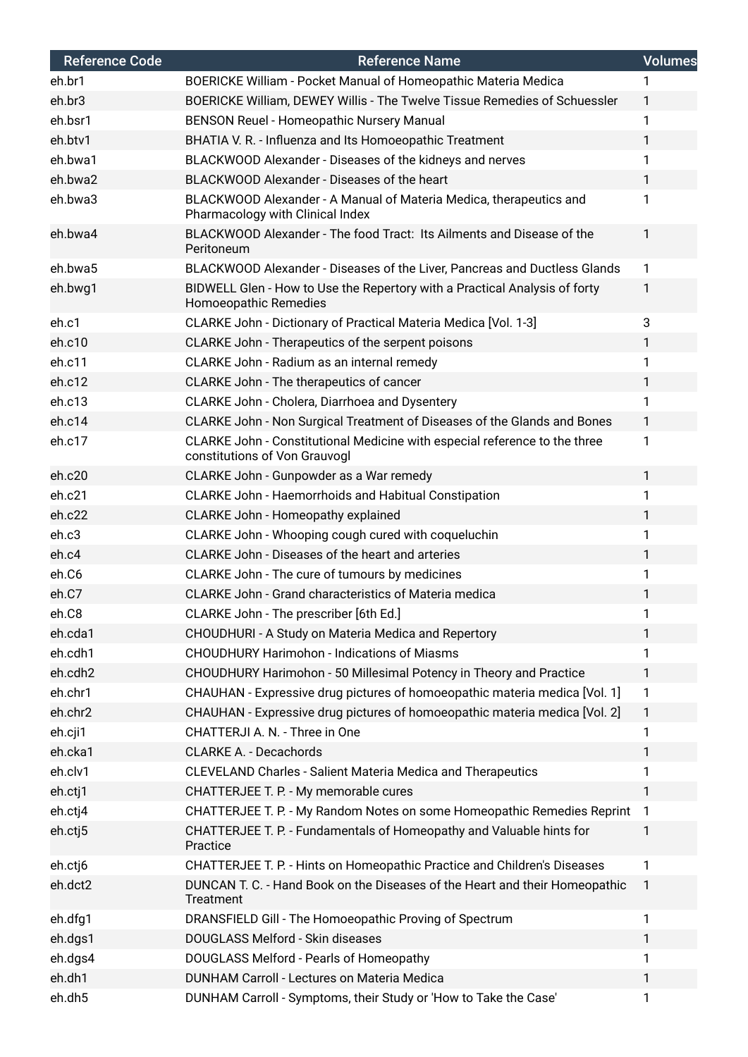| Reference Code | Reference Name | Volumes |
|---|---|---|
| eh.br1 | BOERICKE William - Pocket Manual of Homeopathic Materia Medica | 1 |
| eh.br3 | BOERICKE William, DEWEY Willis - The Twelve Tissue Remedies of Schuessler | 1 |
| eh.bsr1 | BENSON Reuel - Homeopathic Nursery Manual | 1 |
| eh.btv1 | BHATIA V. R. - Influenza and Its Homoeopathic Treatment | 1 |
| eh.bwa1 | BLACKWOOD Alexander - Diseases of the kidneys and nerves | 1 |
| eh.bwa2 | BLACKWOOD Alexander - Diseases of the heart | 1 |
| eh.bwa3 | BLACKWOOD Alexander - A Manual of Materia Medica, therapeutics and Pharmacology with Clinical Index | 1 |
| eh.bwa4 | BLACKWOOD Alexander - The food Tract: Its Ailments and Disease of the Peritoneum | 1 |
| eh.bwa5 | BLACKWOOD Alexander - Diseases of the Liver, Pancreas and Ductless Glands | 1 |
| eh.bwg1 | BIDWELL Glen - How to Use the Repertory with a Practical Analysis of forty Homoeopathic Remedies | 1 |
| eh.c1 | CLARKE John - Dictionary of Practical Materia Medica [Vol. 1-3] | 3 |
| eh.c10 | CLARKE John - Therapeutics of the serpent poisons | 1 |
| eh.c11 | CLARKE John - Radium as an internal remedy | 1 |
| eh.c12 | CLARKE John - The therapeutics of cancer | 1 |
| eh.c13 | CLARKE John - Cholera, Diarrhoea and Dysentery | 1 |
| eh.c14 | CLARKE John - Non Surgical Treatment of Diseases of the Glands and Bones | 1 |
| eh.c17 | CLARKE John - Constitutional Medicine with especial reference to the three constitutions of Von Grauvogl | 1 |
| eh.c20 | CLARKE John - Gunpowder as a War remedy | 1 |
| eh.c21 | CLARKE John - Haemorrhoids and Habitual Constipation | 1 |
| eh.c22 | CLARKE John - Homeopathy explained | 1 |
| eh.c3 | CLARKE John - Whooping cough cured with coqueluchin | 1 |
| eh.c4 | CLARKE John - Diseases of the heart and arteries | 1 |
| eh.C6 | CLARKE John - The cure of tumours by medicines | 1 |
| eh.C7 | CLARKE John - Grand characteristics of Materia medica | 1 |
| eh.C8 | CLARKE John - The prescriber [6th Ed.] | 1 |
| eh.cda1 | CHOUDHURI - A Study on Materia Medica and Repertory | 1 |
| eh.cdh1 | CHOUDHURY Harimohon - Indications of Miasms | 1 |
| eh.cdh2 | CHOUDHURY Harimohon - 50 Millesimal Potency in Theory and Practice | 1 |
| eh.chr1 | CHAUHAN - Expressive drug pictures of homoeopathic materia medica [Vol. 1] | 1 |
| eh.chr2 | CHAUHAN - Expressive drug pictures of homoeopathic materia medica [Vol. 2] | 1 |
| eh.cji1 | CHATTERJI A. N. - Three in One | 1 |
| eh.cka1 | CLARKE A. - Decachords | 1 |
| eh.clv1 | CLEVELAND Charles - Salient Materia Medica and Therapeutics | 1 |
| eh.ctj1 | CHATTERJEE T. P. - My memorable cures | 1 |
| eh.ctj4 | CHATTERJEE T. P. - My Random Notes on some Homeopathic Remedies Reprint | 1 |
| eh.ctj5 | CHATTERJEE T. P. - Fundamentals of Homeopathy and Valuable hints for Practice | 1 |
| eh.ctj6 | CHATTERJEE T. P. - Hints on Homeopathic Practice and Children's Diseases | 1 |
| eh.dct2 | DUNCAN T. C. - Hand Book on the Diseases of the Heart and their Homeopathic Treatment | 1 |
| eh.dfg1 | DRANSFIELD Gill - The Homoeopathic Proving of Spectrum | 1 |
| eh.dgs1 | DOUGLASS Melford - Skin diseases | 1 |
| eh.dgs4 | DOUGLASS Melford - Pearls of Homeopathy | 1 |
| eh.dh1 | DUNHAM Carroll - Lectures on Materia Medica | 1 |
| eh.dh5 | DUNHAM Carroll - Symptoms, their Study or 'How to Take the Case' | 1 |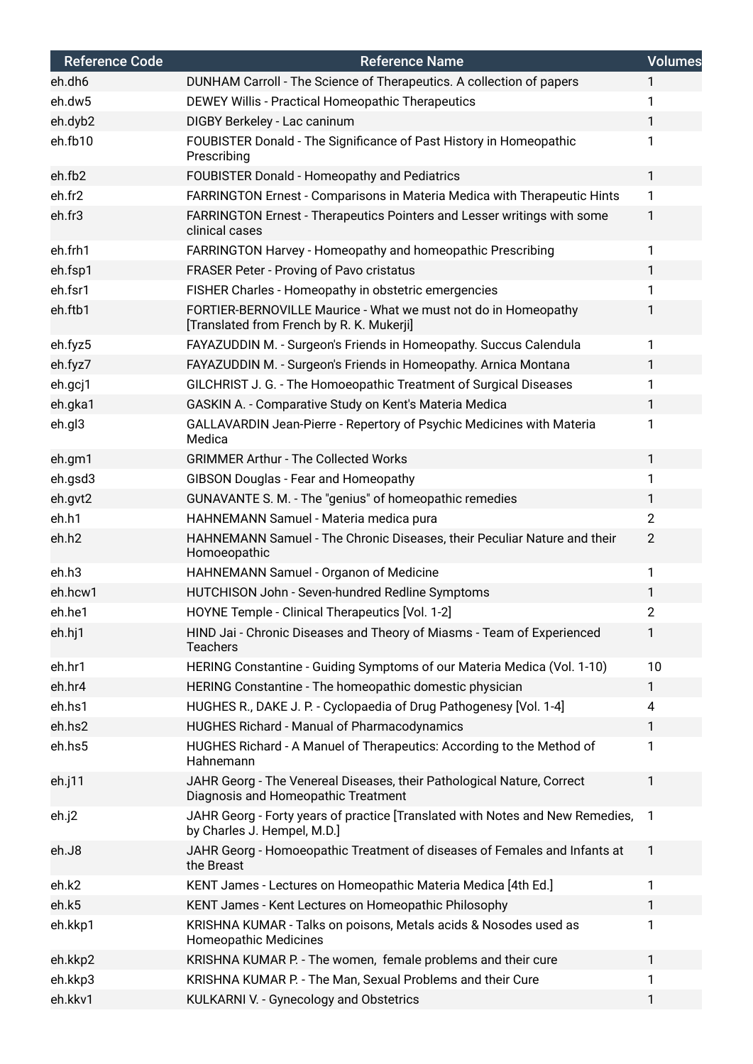| Reference Code | Reference Name | Volumes |
| --- | --- | --- |
| eh.dh6 | DUNHAM Carroll - The Science of Therapeutics. A collection of papers | 1 |
| eh.dw5 | DEWEY Willis - Practical Homeopathic Therapeutics | 1 |
| eh.dyb2 | DIGBY Berkeley - Lac caninum | 1 |
| eh.fb10 | FOUBISTER Donald - The Significance of Past History in Homeopathic Prescribing | 1 |
| eh.fb2 | FOUBISTER Donald - Homeopathy and Pediatrics | 1 |
| eh.fr2 | FARRINGTON Ernest - Comparisons in Materia Medica with Therapeutic Hints | 1 |
| eh.fr3 | FARRINGTON Ernest - Therapeutics Pointers and Lesser writings with some clinical cases | 1 |
| eh.frh1 | FARRINGTON Harvey - Homeopathy and homeopathic Prescribing | 1 |
| eh.fsp1 | FRASER Peter - Proving of Pavo cristatus | 1 |
| eh.fsr1 | FISHER Charles - Homeopathy in obstetric emergencies | 1 |
| eh.ftb1 | FORTIER-BERNOVILLE Maurice - What we must not do in Homeopathy [Translated from French by R. K. Mukerji] | 1 |
| eh.fyz5 | FAYAZUDDIN M. - Surgeon's Friends in Homeopathy. Succus Calendula | 1 |
| eh.fyz7 | FAYAZUDDIN M. - Surgeon's Friends in Homeopathy. Arnica Montana | 1 |
| eh.gcj1 | GILCHRIST J. G. - The Homoeopathic Treatment of Surgical Diseases | 1 |
| eh.gka1 | GASKIN A. - Comparative Study on Kent's Materia Medica | 1 |
| eh.gl3 | GALLAVARDIN Jean-Pierre - Repertory of Psychic Medicines with Materia Medica | 1 |
| eh.gm1 | GRIMMER Arthur - The Collected Works | 1 |
| eh.gsd3 | GIBSON Douglas - Fear and Homeopathy | 1 |
| eh.gvt2 | GUNAVANTE S. M. - The "genius" of homeopathic remedies | 1 |
| eh.h1 | HAHNEMANN Samuel - Materia medica pura | 2 |
| eh.h2 | HAHNEMANN Samuel - The Chronic Diseases, their Peculiar Nature and their Homoeopathic | 2 |
| eh.h3 | HAHNEMANN Samuel - Organon of Medicine | 1 |
| eh.hcw1 | HUTCHISON John - Seven-hundred Redline Symptoms | 1 |
| eh.he1 | HOYNE Temple - Clinical Therapeutics [Vol. 1-2] | 2 |
| eh.hj1 | HIND Jai - Chronic Diseases and Theory of Miasms - Team of Experienced Teachers | 1 |
| eh.hr1 | HERING Constantine - Guiding Symptoms of our Materia Medica (Vol. 1-10) | 10 |
| eh.hr4 | HERING Constantine - The homeopathic domestic physician | 1 |
| eh.hs1 | HUGHES R., DAKE J. P. - Cyclopaedia of Drug Pathogenesy [Vol. 1-4] | 4 |
| eh.hs2 | HUGHES Richard - Manual of Pharmacodynamics | 1 |
| eh.hs5 | HUGHES Richard - A Manuel of Therapeutics: According to the Method of Hahnemann | 1 |
| eh.j11 | JAHR Georg - The Venereal Diseases, their Pathological Nature, Correct Diagnosis and Homeopathic Treatment | 1 |
| eh.j2 | JAHR Georg - Forty years of practice [Translated with Notes and New Remedies, by Charles J. Hempel, M.D.] | 1 |
| eh.J8 | JAHR Georg - Homoeopathic Treatment of diseases of Females and Infants at the Breast | 1 |
| eh.k2 | KENT James - Lectures on Homeopathic Materia Medica [4th Ed.] | 1 |
| eh.k5 | KENT James - Kent Lectures on Homeopathic Philosophy | 1 |
| eh.kkp1 | KRISHNA KUMAR - Talks on poisons, Metals acids & Nosodes used as Homeopathic Medicines | 1 |
| eh.kkp2 | KRISHNA KUMAR P. - The women,  female problems and their cure | 1 |
| eh.kkp3 | KRISHNA KUMAR P. - The Man, Sexual Problems and their Cure | 1 |
| eh.kkv1 | KULKARNI V. - Gynecology and Obstetrics | 1 |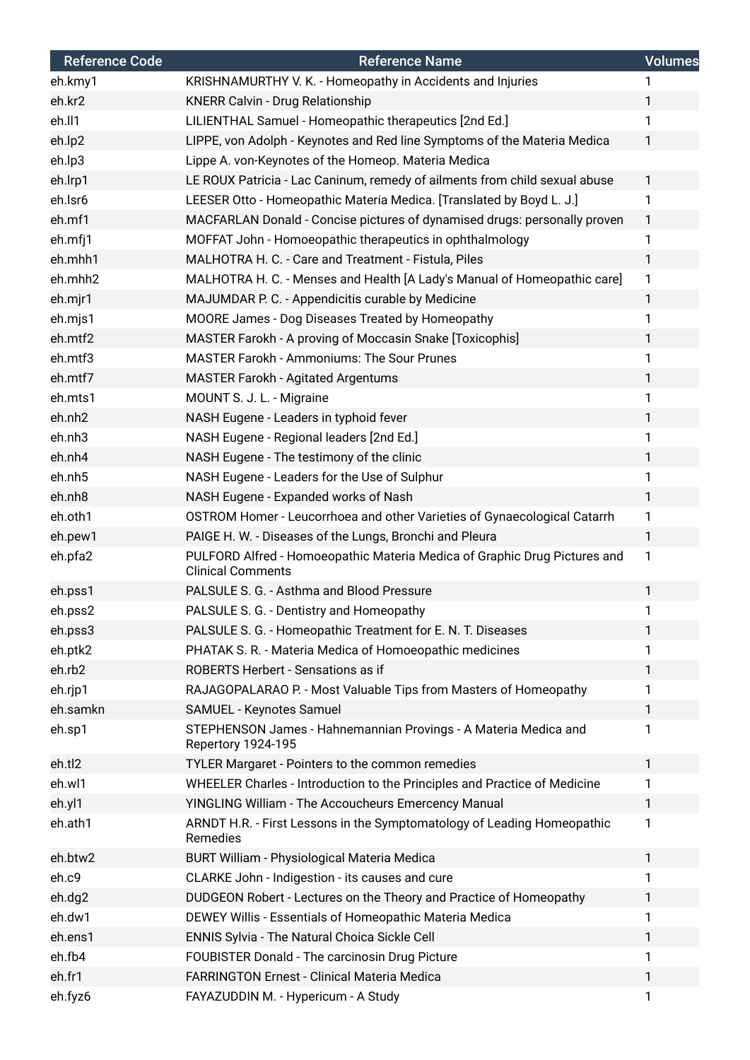| Reference Code | Reference Name | Volumes |
|---|---|---|
| eh.kmy1 | KRISHNAMURTHY V. K. - Homeopathy in Accidents and Injuries | 1 |
| eh.kr2 | KNERR Calvin - Drug Relationship | 1 |
| eh.ll1 | LILIENTHAL Samuel - Homeopathic therapeutics [2nd Ed.] | 1 |
| eh.lp2 | LIPPE, von Adolph - Keynotes and Red line Symptoms of the Materia Medica | 1 |
| eh.lp3 | Lippe A. von-Keynotes of the Homeop. Materia Medica | |
| eh.lrp1 | LE ROUX Patricia - Lac Caninum, remedy of ailments from child sexual abuse | 1 |
| eh.lsr6 | LEESER Otto - Homeopathic Materia Medica. [Translated by Boyd L. J.] | 1 |
| eh.mf1 | MACFARLAN Donald - Concise pictures of dynamised drugs: personally proven | 1 |
| eh.mfj1 | MOFFAT John - Homoeopathic therapeutics in ophthalmology | 1 |
| eh.mhh1 | MALHOTRA H. C. - Care and Treatment - Fistula, Piles | 1 |
| eh.mhh2 | MALHOTRA H. C. - Menses and Health [A Lady's Manual of Homeopathic care] | 1 |
| eh.mjr1 | MAJUMDAR P. C. - Appendicitis curable by Medicine | 1 |
| eh.mjs1 | MOORE James - Dog Diseases Treated by Homeopathy | 1 |
| eh.mtf2 | MASTER Farokh - A proving of Moccasin Snake [Toxicophis] | 1 |
| eh.mtf3 | MASTER Farokh - Ammoniums: The Sour Prunes | 1 |
| eh.mtf7 | MASTER Farokh - Agitated Argentums | 1 |
| eh.mts1 | MOUNT S. J. L. - Migraine | 1 |
| eh.nh2 | NASH Eugene - Leaders in typhoid fever | 1 |
| eh.nh3 | NASH Eugene - Regional leaders [2nd Ed.] | 1 |
| eh.nh4 | NASH Eugene - The testimony of the clinic | 1 |
| eh.nh5 | NASH Eugene - Leaders for the Use of Sulphur | 1 |
| eh.nh8 | NASH Eugene - Expanded works of Nash | 1 |
| eh.oth1 | OSTROM Homer - Leucorrhoea and other Varieties of Gynaecological Catarrh | 1 |
| eh.pew1 | PAIGE H. W. - Diseases of the Lungs, Bronchi and Pleura | 1 |
| eh.pfa2 | PULFORD Alfred - Homoeopathic Materia Medica of Graphic Drug Pictures and Clinical Comments | 1 |
| eh.pss1 | PALSULE S. G. - Asthma and Blood Pressure | 1 |
| eh.pss2 | PALSULE S. G. - Dentistry and Homeopathy | 1 |
| eh.pss3 | PALSULE S. G. - Homeopathic Treatment for E. N. T. Diseases | 1 |
| eh.ptk2 | PHATAK S. R. - Materia Medica of Homoeopathic medicines | 1 |
| eh.rb2 | ROBERTS Herbert - Sensations as if | 1 |
| eh.rjp1 | RAJAGOPALARAO P. - Most Valuable Tips from Masters of Homeopathy | 1 |
| eh.samkn | SAMUEL - Keynotes Samuel | 1 |
| eh.sp1 | STEPHENSON James - Hahnemannian Provings - A Materia Medica and Repertory 1924-195 | 1 |
| eh.tl2 | TYLER Margaret - Pointers to the common remedies | 1 |
| eh.wl1 | WHEELER Charles - Introduction to the Principles and Practice of Medicine | 1 |
| eh.yl1 | YINGLING William - The Accoucheurs Emercency Manual | 1 |
| eh.ath1 | ARNDT H.R. - First Lessons in the Symptomatology of Leading Homeopathic Remedies | 1 |
| eh.btw2 | BURT William - Physiological Materia Medica | 1 |
| eh.c9 | CLARKE John - Indigestion - its causes and cure | 1 |
| eh.dg2 | DUDGEON Robert - Lectures on the Theory and Practice of Homeopathy | 1 |
| eh.dw1 | DEWEY Willis - Essentials of Homeopathic Materia Medica | 1 |
| eh.ens1 | ENNIS Sylvia - The Natural Choica Sickle Cell | 1 |
| eh.fb4 | FOUBISTER Donald - The carcinosin Drug Picture | 1 |
| eh.fr1 | FARRINGTON Ernest - Clinical Materia Medica | 1 |
| eh.fyz6 | FAYAZUDDIN M. - Hypericum - A Study | 1 |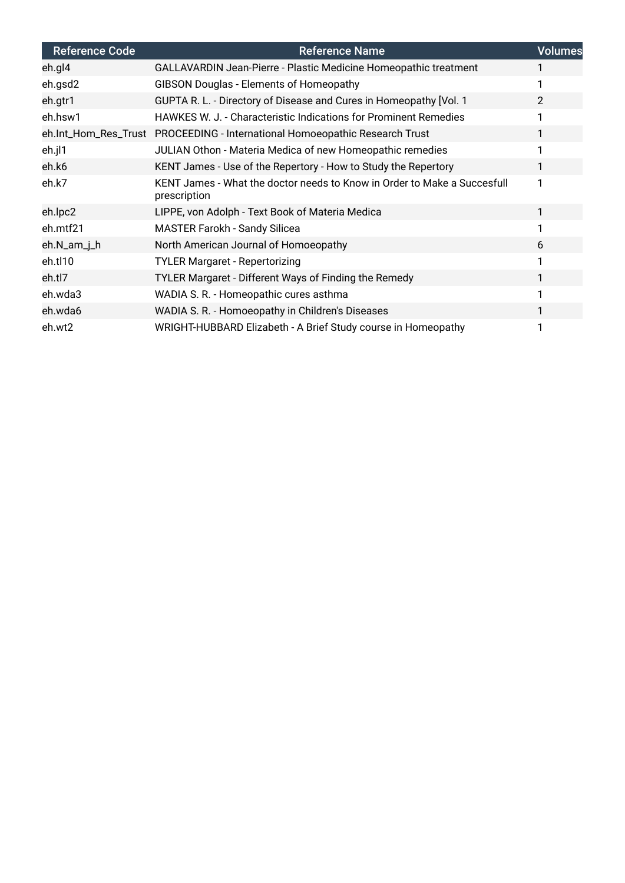| Reference Code | Reference Name | Volumes |
|---|---|---|
| eh.gl4 | GALLAVARDIN Jean-Pierre - Plastic Medicine Homeopathic treatment | 1 |
| eh.gsd2 | GIBSON Douglas - Elements of Homeopathy | 1 |
| eh.gtr1 | GUPTA R. L. - Directory of Disease and Cures in Homeopathy [Vol. 1 | 2 |
| eh.hsw1 | HAWKES W. J. - Characteristic Indications for Prominent Remedies | 1 |
| eh.Int_Hom_Res_Trust | PROCEEDING - International Homoeopathic Research Trust | 1 |
| eh.jl1 | JULIAN Othon - Materia Medica of new Homeopathic remedies | 1 |
| eh.k6 | KENT James - Use of the Repertory - How to Study the Repertory | 1 |
| eh.k7 | KENT James - What the doctor needs to Know in Order to Make a Succesfull prescription | 1 |
| eh.lpc2 | LIPPE, von Adolph - Text Book of Materia Medica | 1 |
| eh.mtf21 | MASTER Farokh - Sandy Silicea | 1 |
| eh.N_am_j_h | North American Journal of Homoeopathy | 6 |
| eh.tl10 | TYLER Margaret - Repertorizing | 1 |
| eh.tl7 | TYLER Margaret - Different Ways of Finding the Remedy | 1 |
| eh.wda3 | WADIA S. R. - Homeopathic cures asthma | 1 |
| eh.wda6 | WADIA S. R. - Homoeopathy in Children's Diseases | 1 |
| eh.wt2 | WRIGHT-HUBBARD Elizabeth - A Brief Study course in Homeopathy | 1 |